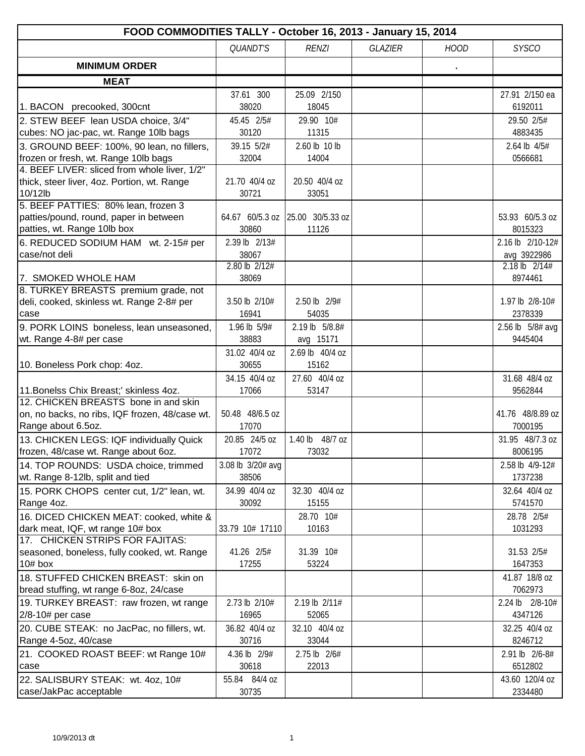| FOOD COMMODITIES TALLY - October 16, 2013 - January 15, 2014 | | | | | |
|---|---|---|---|---|---|
| | *QUANDT'S* | *RENZI* | *GLAZIER* | *HOOD* | *SYSCO* |
| **MINIMUM ORDER** | | | | . | |
| **MEAT** | | | | | |
| 1. BACON precooked, 300cnt | 37.61 300 38020 | 25.09 2/150 18045 | | | 27.91 2/150 ea 6192011 |
| 2. STEW BEEF lean USDA choice, 3/4" cubes: NO jac-pac, wt. Range 10lb bags | 45.45 2/5# 30120 | 29.90 10# 11315 | | | 29.50 2/5# 4883435 |
| 3. GROUND BEEF: 100%, 90 lean, no fillers, frozen or fresh, wt. Range 10lb bags | 39.15 5/2# 32004 | 2.60 lb 10 lb 14004 | | | 2.64 lb 4/5# 0566681 |
| 4. BEEF LIVER: sliced from whole liver, 1/2" thick, steer liver, 4oz. Portion, wt. Range 10/12lb | 21.70 40/4 oz 30721 | 20.50 40/4 oz 33051 | | | |
| 5. BEEF PATTIES: 80% lean, frozen 3 patties/pound, round, paper in between patties, wt. Range 10lb box | 64.67 60/5.3 oz 30860 | 25.00 30/5.33 oz 11126 | | | 53.93 60/5.3 oz 8015323 |
| 6. REDUCED SODIUM HAM wt. 2-15# per case/not deli | 2.39 lb 2/13# 38067 | | | | 2.16 lb 2/10-12# avg 3922986 |
| 7. SMOKED WHOLE HAM | 2.80 lb 2/12# 38069 | | | | 2.18 lb 2/14# 8974461 |
| 8. TURKEY BREASTS premium grade, not deli, cooked, skinless wt. Range 2-8# per case | 3.50 lb 2/10# 16941 | 2.50 lb 2/9# 54035 | | | 1.97 lb 2/8-10# 2378339 |
| 9. PORK LOINS boneless, lean unseasoned, wt. Range 4-8# per case | 1.96 lb 5/9# 38883 | 2.19 lb 5/8.8# avg 15171 | | | 2.56 lb 5/8# avg 9445404 |
| 10. Boneless Pork chop: 4oz. | 31.02 40/4 oz 30655 | 2.69 lb 40/4 oz 15162 | | | |
| 11.Bonelss Chix Breast;' skinless 4oz. | 34.15 40/4 oz 17066 | 27.60 40/4 oz 53147 | | | 31.68 48/4 oz 9562844 |
| 12. CHICKEN BREASTS bone in and skin on, no backs, no ribs, IQF frozen, 48/case wt. Range about 6.5oz. | 50.48 48/6.5 oz 17070 | | | | 41.76 48/8.89 oz 7000195 |
| 13. CHICKEN LEGS: IQF individually Quick frozen, 48/case wt. Range about 6oz. | 20.85 24/5 oz 17072 | 1.40 lb 48/7 oz 73032 | | | 31.95 48/7.3 oz 8006195 |
| 14. TOP ROUNDS: USDA choice, trimmed wt. Range 8-12lb, split and tied | 3.08 lb 3/20# avg 38506 | | | | 2.58 lb 4/9-12# 1737238 |
| 15. PORK CHOPS center cut, 1/2" lean, wt. Range 4oz. | 34.99 40/4 oz 30092 | 32.30 40/4 oz 15155 | | | 32.64 40/4 oz 5741570 |
| 16. DICED CHICKEN MEAT: cooked, white & dark meat, IQF, wt range 10# box | 33.79 10# 17110 | 28.70 10# 10163 | | | 28.78 2/5# 1031293 |
| 17. CHICKEN STRIPS FOR FAJITAS: seasoned, boneless, fully cooked, wt. Range 10# box | 41.26 2/5# 17255 | 31.39 10# 53224 | | | 31.53 2/5# 1647353 |
| 18. STUFFED CHICKEN BREAST: skin on bread stuffing, wt range 6-8oz, 24/case | | | | | 41.87 18/8 oz 7062973 |
| 19. TURKEY BREAST: raw frozen, wt range 2/8-10# per case | 2.73 lb 2/10# 16965 | 2.19 lb 2/11# 52065 | | | 2.24 lb 2/8-10# 4347126 |
| 20. CUBE STEAK: no JacPac, no fillers, wt. Range 4-5oz, 40/case | 36.82 40/4 oz 30716 | 32.10 40/4 oz 33044 | | | 32.25 40/4 oz 8246712 |
| 21. COOKED ROAST BEEF: wt Range 10# case | 4.36 lb 2/9# 30618 | 2.75 lb 2/6# 22013 | | | 2.91 lb 2/6-8# 6512802 |
| 22. SALISBURY STEAK: wt. 4oz, 10# case/JakPac acceptable | 55.84 84/4 oz 30735 | | | | 43.60 120/4 oz 2334480 |

10/9/2013 dt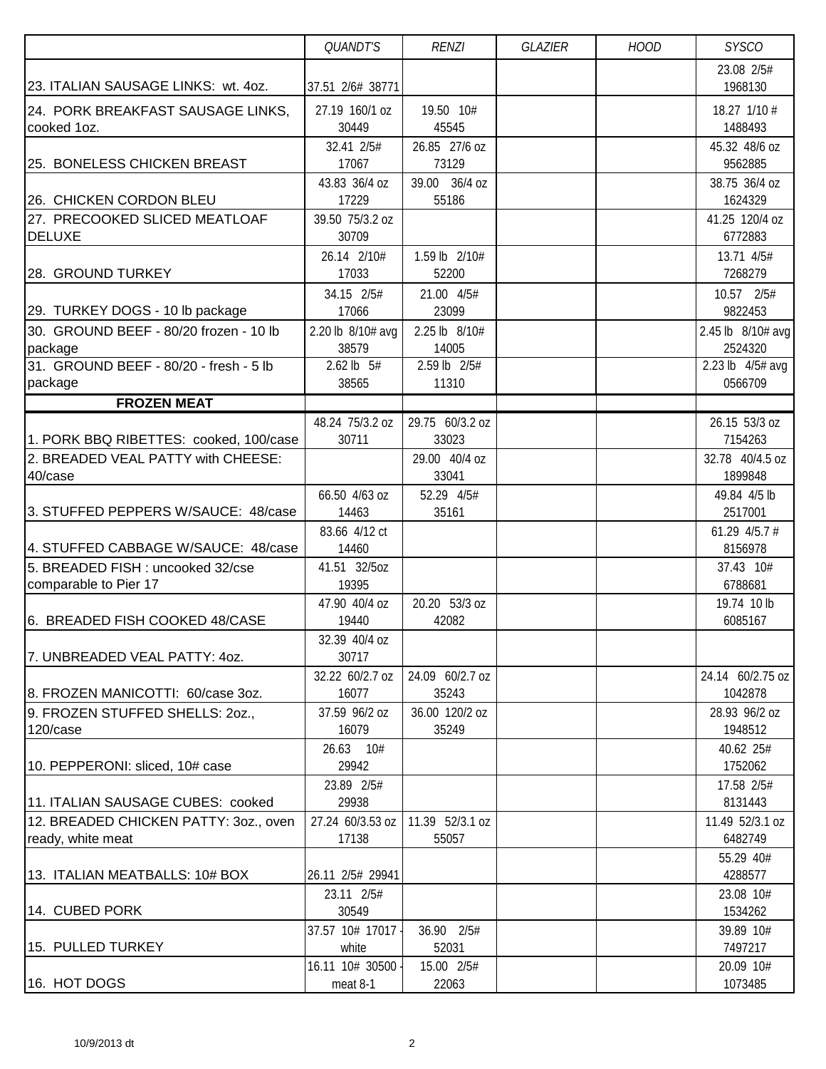| | QUANDT'S | RENZI | GLAZIER | HOOD | SYSCO |
|---|---|---|---|---|---|
| 23. ITALIAN SAUSAGE LINKS: wt. 4oz. | 37.51 2/6# 38771 | | | | 23.08 2/5# 1968130 |
| 24. PORK BREAKFAST SAUSAGE LINKS, cooked 1oz. | 27.19 160/1 oz 30449 | 19.50 10# 45545 | | | 18.27 1/10 # 1488493 |
| 25. BONELESS CHICKEN BREAST | 32.41 2/5# 17067 | 26.85 27/6 oz 73129 | | | 45.32 48/6 oz 9562885 |
| 26. CHICKEN CORDON BLEU | 43.83 36/4 oz 17229 | 39.00 36/4 oz 55186 | | | 38.75 36/4 oz 1624329 |
| 27. PRECOOKED SLICED MEATLOAF DELUXE | 39.50 75/3.2 oz 30709 | | | | 41.25 120/4 oz 6772883 |
| 28. GROUND TURKEY | 26.14 2/10# 17033 | 1.59 lb 2/10# 52200 | | | 13.71 4/5# 7268279 |
| 29. TURKEY DOGS - 10 lb package | 34.15 2/5# 17066 | 21.00 4/5# 23099 | | | 10.57 2/5# 9822453 |
| 30. GROUND BEEF - 80/20 frozen - 10 lb package | 2.20 lb 8/10# avg 38579 | 2.25 lb 8/10# 14005 | | | 2.45 lb 8/10# avg 2524320 |
| 31. GROUND BEEF - 80/20 - fresh - 5 lb package | 2.62 lb 5# 38565 | 2.59 lb 2/5# 11310 | | | 2.23 lb 4/5# avg 0566709 |
| **FROZEN MEAT** | | | | | |
| 1. PORK BBQ RIBETTES: cooked, 100/case | 48.24 75/3.2 oz 30711 | 29.75 60/3.2 oz 33023 | | | 26.15 53/3 oz 7154263 |
| 2. BREADED VEAL PATTY with CHEESE: 40/case | | 29.00 40/4 oz 33041 | | | 32.78 40/4.5 oz 1899848 |
| 3. STUFFED PEPPERS W/SAUCE: 48/case | 66.50 4/63 oz 14463 | 52.29 4/5# 35161 | | | 49.84 4/5 lb 2517001 |
| 4. STUFFED CABBAGE W/SAUCE: 48/case | 83.66 4/12 ct 14460 | | | | 61.29 4/5.7 # 8156978 |
| 5. BREADED FISH : uncooked 32/cse comparable to Pier 17 | 41.51 32/5oz 19395 | | | | 37.43 10# 6788681 |
| 6. BREADED FISH COOKED 48/CASE | 47.90 40/4 oz 19440 | 20.20 53/3 oz 42082 | | | 19.74 10 lb 6085167 |
| 7. UNBREADED VEAL PATTY: 4oz. | 32.39 40/4 oz 30717 | | | | |
| 8. FROZEN MANICOTTI: 60/case 3oz. | 32.22 60/2.7 oz 16077 | 24.09 60/2.7 oz 35243 | | | 24.14 60/2.75 oz 1042878 |
| 9. FROZEN STUFFED SHELLS: 2oz., 120/case | 37.59 96/2 oz 16079 | 36.00 120/2 oz 35249 | | | 28.93 96/2 oz 1948512 |
| 10. PEPPERONI: sliced, 10# case | 26.63 10# 29942 | | | | 40.62 25# 1752062 |
| 11. ITALIAN SAUSAGE CUBES: cooked | 23.89 2/5# 29938 | | | | 17.58 2/5# 8131443 |
| 12. BREADED CHICKEN PATTY: 3oz., oven ready, white meat | 27.24 60/3.53 oz 17138 | 11.39 52/3.1 oz 55057 | | | 11.49 52/3.1 oz 6482749 |
| 13. ITALIAN MEATBALLS: 10# BOX | 26.11 2/5# 29941 | | | | 55.29 40# 4288577 |
| 14. CUBED PORK | 23.11 2/5# 30549 | | | | 23.08 10# 1534262 |
| 15. PULLED TURKEY | 37.57 10# 17017 - white | 36.90 2/5# 52031 | | | 39.89 10# 7497217 |
| 16. HOT DOGS | 16.11 10# 30500 - meat 8-1 | 15.00 2/5# 22063 | | | 20.09 10# 1073485 |

10/9/2013 dt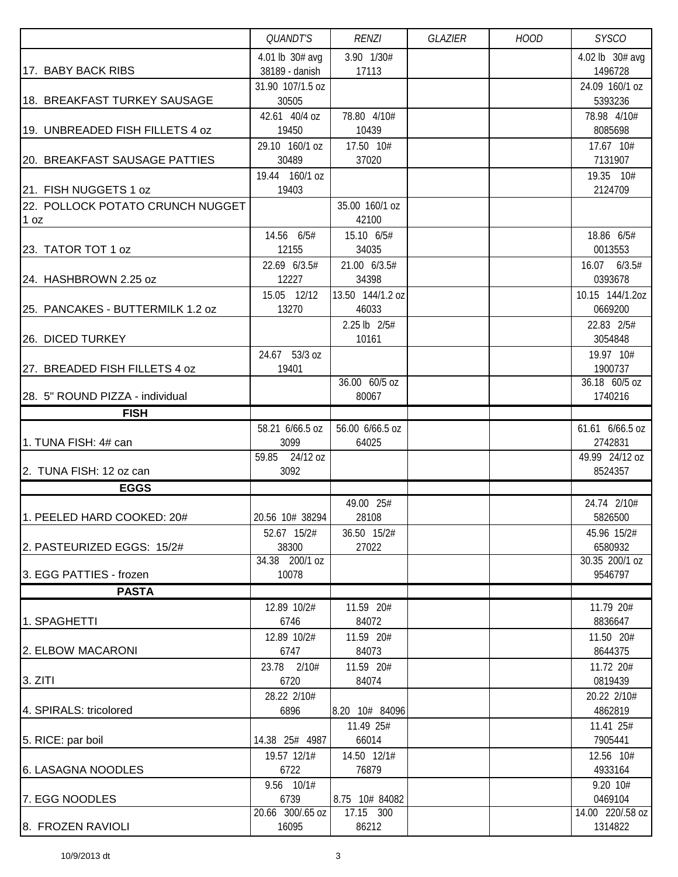| | QUANDT'S | RENZI | GLAZIER | HOOD | SYSCO |
|---|---|---|---|---|---|
| 17. BABY BACK RIBS | 4.01 lb 30# avg 38189 - danish | 3.90 1/30# 17113 | | | 4.02 lb 30# avg 1496728 |
| 18. BREAKFAST TURKEY SAUSAGE | 31.90 107/1.5 oz 30505 | | | | 24.09 160/1 oz 5393236 |
| 19. UNBREADED FISH FILLETS 4 oz | 42.61 40/4 oz 19450 | 78.80 4/10# 10439 | | | 78.98 4/10# 8085698 |
| 20. BREAKFAST SAUSAGE PATTIES | 29.10 160/1 oz 30489 | 17.50 10# 37020 | | | 17.67 10# 7131907 |
| 21. FISH NUGGETS 1 oz | 19.44 160/1 oz 19403 | | | | 19.35 10# 2124709 |
| 22. POLLOCK POTATO CRUNCH NUGGET 1 oz | | 35.00 160/1 oz 42100 | | | |
| 23. TATOR TOT 1 oz | 14.56 6/5# 12155 | 15.10 6/5# 34035 | | | 18.86 6/5# 0013553 |
| 24. HASHBROWN 2.25 oz | 22.69 6/3.5# 12227 | 21.00 6/3.5# 34398 | | | 16.07 6/3.5# 0393678 |
| 25. PANCAKES - BUTTERMILK 1.2 oz | 15.05 12/12 13270 | 13.50 144/1.2 oz 46033 | | | 10.15 144/1.2oz 0669200 |
| 26. DICED TURKEY | | 2.25 lb 2/5# 10161 | | | 22.83 2/5# 3054848 |
| 27. BREADED FISH FILLETS 4 oz | 24.67 53/3 oz 19401 | | | | 19.97 10# 1900737 |
| 28. 5" ROUND PIZZA - individual | | 36.00 60/5 oz 80067 | | | 36.18 60/5 oz 1740216 |
| **FISH** | | | | | |
| 1. TUNA FISH: 4# can | 58.21 6/66.5 oz 3099 | 56.00 6/66.5 oz 64025 | | | 61.61 6/66.5 oz 2742831 |
| 2. TUNA FISH: 12 oz can | 59.85 24/12 oz 3092 | | | | 49.99 24/12 oz 8524357 |
| **EGGS** | | | | | |
| 1. PEELED HARD COOKED: 20# | 20.56 10# 38294 | 49.00 25# 28108 | | | 24.74 2/10# 5826500 |
| 2. PASTEURIZED EGGS: 15/2# | 52.67 15/2# 38300 | 36.50 15/2# 27022 | | | 45.96 15/2# 6580932 |
| 3. EGG PATTIES - frozen | 34.38 200/1 oz 10078 | | | | 30.35 200/1 oz 9546797 |
| **PASTA** | | | | | |
| 1. SPAGHETTI | 12.89 10/2# 6746 | 11.59 20# 84072 | | | 11.79 20# 8836647 |
| 2. ELBOW MACARONI | 12.89 10/2# 6747 | 11.59 20# 84073 | | | 11.50 20# 8644375 |
| 3. ZITI | 23.78 2/10# 6720 | 11.59 20# 84074 | | | 11.72 20# 0819439 |
| 4. SPIRALS: tricolored | 28.22 2/10# 6896 | 8.20 10# 84096 | | | 20.22 2/10# 4862819 |
| 5. RICE: par boil | 14.38 25# 4987 | 11.49 25# 66014 | | | 11.41 25# 7905441 |
| 6. LASAGNA NOODLES | 19.57 12/1# 6722 | 14.50 12/1# 76879 | | | 12.56 10# 4933164 |
| 7. EGG NOODLES | 9.56 10/1# 6739 | 8.75 10# 84082 | | | 9.20 10# 0469104 |
| 8. FROZEN RAVIOLI | 20.66 300/.65 oz 16095 | 17.15 300 86212 | | | 14.00 220/.58 oz 1314822 |

10/9/2013 dt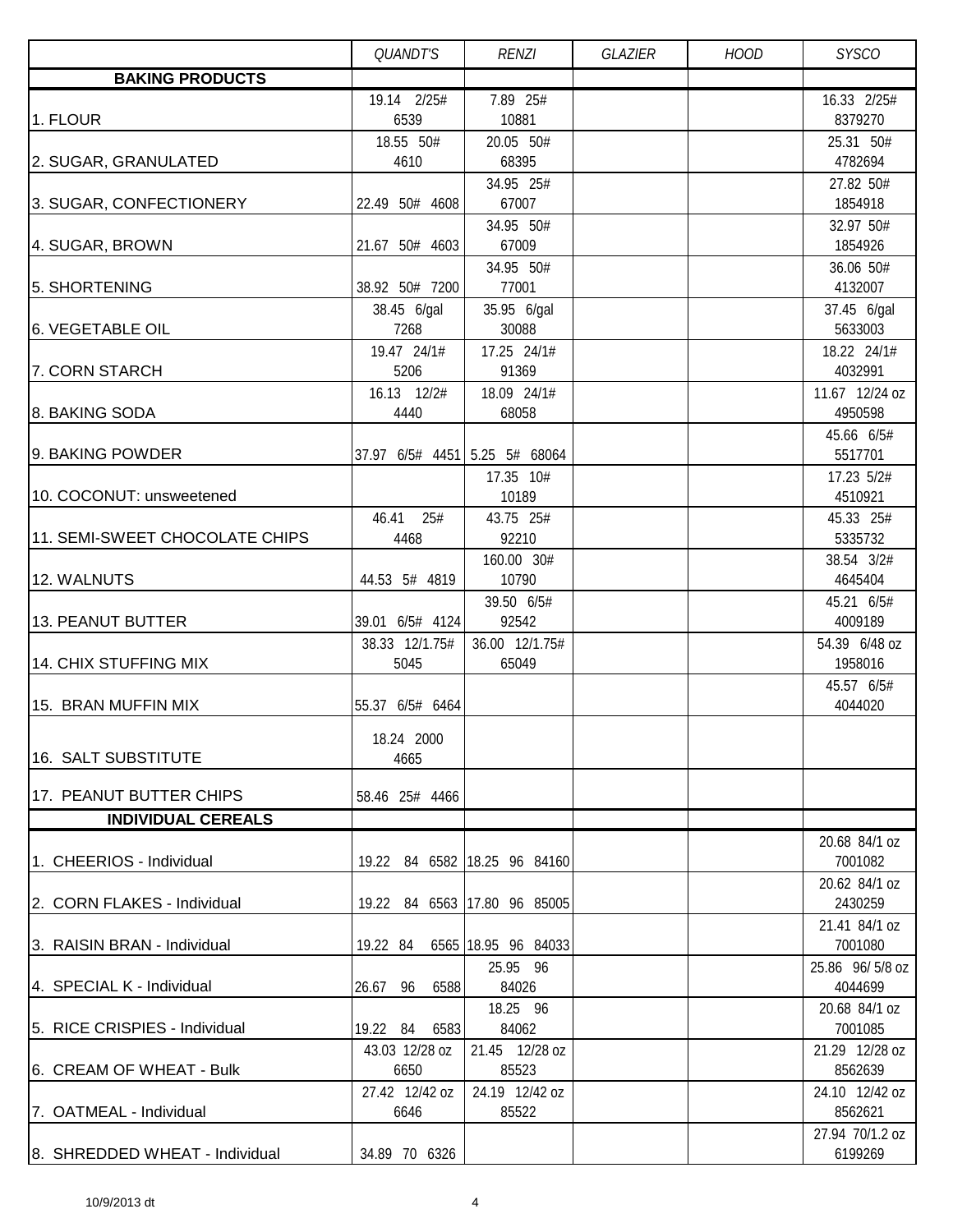| | *QUANDT'S* | *RENZI* | *GLAZIER* | *HOOD* | *SYSCO* |
|---|---|---|---|---|---|
| **BAKING PRODUCTS** | | | | | |
| 1. FLOUR | 19.14 2/25# 6539 | 7.89 25# 10881 | | | 16.33 2/25# 8379270 |
| 2. SUGAR, GRANULATED | 18.55 50# 4610 | 20.05 50# 68395 | | | 25.31 50# 4782694 |
| 3. SUGAR, CONFECTIONERY | 22.49 50# 4608 | 34.95 25# 67007 | | | 27.82 50# 1854918 |
| 4. SUGAR, BROWN | 21.67 50# 4603 | 34.95 50# 67009 | | | 32.97 50# 1854926 |
| 5. SHORTENING | 38.92 50# 7200 | 34.95 50# 77001 | | | 36.06 50# 4132007 |
| 6. VEGETABLE OIL | 38.45 6/gal 7268 | 35.95 6/gal 30088 | | | 37.45 6/gal 5633003 |
| 7. CORN STARCH | 19.47 24/1# 5206 | 17.25 24/1# 91369 | | | 18.22 24/1# 4032991 |
| 8. BAKING SODA | 16.13 12/2# 4440 | 18.09 24/1# 68058 | | | 11.67 12/24 oz 4950598 |
| 9. BAKING POWDER | 37.97 6/5# 4451 | 5.25 5# 68064 | | | 45.66 6/5# 5517701 |
| 10. COCONUT: unsweetened | | 17.35 10# 10189 | | | 17.23 5/2# 4510921 |
| 11. SEMI-SWEET CHOCOLATE CHIPS | 46.41 25# 4468 | 43.75 25# 92210 | | | 45.33 25# 5335732 |
| 12. WALNUTS | 44.53 5# 4819 | 160.00 30# 10790 | | | 38.54 3/2# 4645404 |
| 13. PEANUT BUTTER | 39.01 6/5# 4124 | 39.50 6/5# 92542 | | | 45.21 6/5# 4009189 |
| 14. CHIX STUFFING MIX | 38.33 12/1.75# 5045 | 36.00 12/1.75# 65049 | | | 54.39 6/48 oz 1958016 |
| 15. BRAN MUFFIN MIX | 55.37 6/5# 6464 | | | | 45.57 6/5# 4044020 |
| 16. SALT SUBSTITUTE | 18.24 2000 4665 | | | | |
| 17. PEANUT BUTTER CHIPS | 58.46 25# 4466 | | | | |
| **INDIVIDUAL CEREALS** | | | | | |
| 1. CHEERIOS - Individual | 19.22 84 6582 | 18.25 96 84160 | | | 20.68 84/1 oz 7001082 |
| 2. CORN FLAKES - Individual | 19.22 84 6563 | 17.80 96 85005 | | | 20.62 84/1 oz 2430259 |
| 3. RAISIN BRAN - Individual | 19.22 84 6565 | 18.95 96 84033 | | | 21.41 84/1 oz 7001080 |
| 4. SPECIAL K - Individual | 26.67 96 6588 | 25.95 96 84026 | | | 25.86 96/ 5/8 oz 4044699 |
| 5. RICE CRISPIES - Individual | 19.22 84 6583 | 18.25 96 84062 | | | 20.68 84/1 oz 7001085 |
| 6. CREAM OF WHEAT - Bulk | 43.03 12/28 oz 6650 | 21.45 12/28 oz 85523 | | | 21.29 12/28 oz 8562639 |
| 7. OATMEAL - Individual | 27.42 12/42 oz 6646 | 24.19 12/42 oz 85522 | | | 24.10 12/42 oz 8562621 |
| 8. SHREDDED WHEAT - Individual | 34.89 70 6326 | | | | 27.94 70/1.2 oz 6199269 |

10/9/2013 dt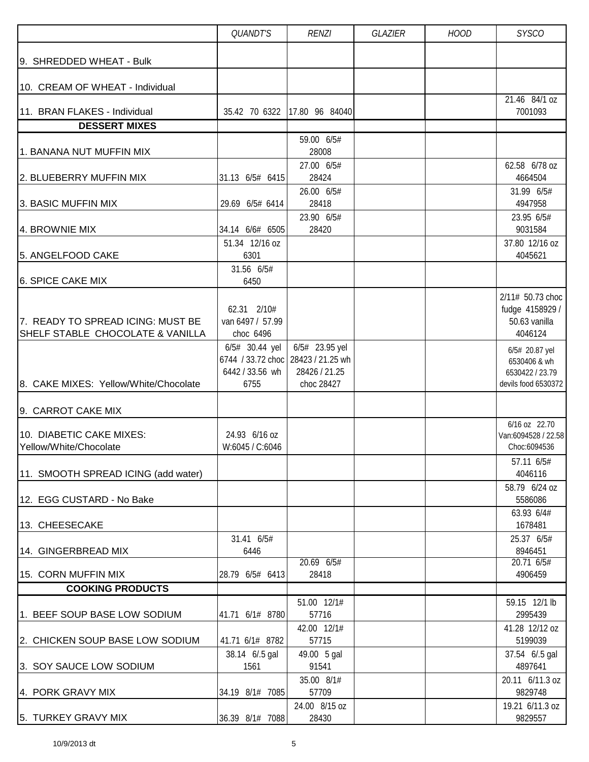| | QUANDT'S | RENZI | GLAZIER | HOOD | SYSCO |
|---|---|---|---|---|---|
| 9. SHREDDED WHEAT - Bulk | | | | | |
| 10. CREAM OF WHEAT - Individual | | | | | |
| 11. BRAN FLAKES - Individual | 35.42 70 6322 | 17.80 96 84040 | | | 21.46 84/1 oz 7001093 |
| **DESSERT MIXES** | | | | | |
| 1. BANANA NUT MUFFIN MIX | | 59.00 6/5# 28008 | | | |
| 2. BLUEBERRY MUFFIN MIX | 31.13 6/5# 6415 | 27.00 6/5# 28424 | | | 62.58 6/78 oz 4664504 |
| 3. BASIC MUFFIN MIX | 29.69 6/5# 6414 | 26.00 6/5# 28418 | | | 31.99 6/5# 4947958 |
| 4. BROWNIE MIX | 34.14 6/6# 6505 | 23.90 6/5# 28420 | | | 23.95 6/5# 9031584 |
| 5. ANGELFOOD CAKE | 51.34 12/16 oz 6301 | | | | 37.80 12/16 oz 4045621 |
| 6. SPICE CAKE MIX | 31.56 6/5# 6450 | | | | |
| 7. READY TO SPREAD ICING: MUST BE SHELF STABLE CHOCOLATE & VANILLA | 62.31 2/10# van 6497 / 57.99 choc 6496 | | | | 2/11# 50.73 choc fudge 4158929 / 50.63 vanilla 4046124 |
| 8. CAKE MIXES: Yellow/White/Chocolate | 6/5# 30.44 yel 6744 / 33.72 choc 6442 / 33.56 wh 6755 | 6/5# 23.95 yel 28423 / 21.25 wh 28426 / 21.25 choc 28427 | | | 6/5# 20.87 yel 6530406 & wh 6530422 / 23.79 devils food 6530372 |
| 9. CARROT CAKE MIX | | | | | |
| 10. DIABETIC CAKE MIXES: Yellow/White/Chocolate | 24.93 6/16 oz W:6045 / C:6046 | | | | 6/16 oz 22.70 Van:6094528 / 22.58 Choc:6094536 |
| 11. SMOOTH SPREAD ICING (add water) | | | | | 57.11 6/5# 4046116 |
| 12. EGG CUSTARD - No Bake | | | | | 58.79 6/24 oz 5586086 |
| 13. CHEESECAKE | | | | | 63.93 6/4# 1678481 |
| 14. GINGERBREAD MIX | 31.41 6/5# 6446 | | | | 25.37 6/5# 8946451 |
| 15. CORN MUFFIN MIX | 28.79 6/5# 6413 | 20.69 6/5# 28418 | | | 20.71 6/5# 4906459 |
| **COOKING PRODUCTS** | | | | | |
| 1. BEEF SOUP BASE LOW SODIUM | 41.71 6/1# 8780 | 51.00 12/1# 57716 | | | 59.15 12/1 lb 2995439 |
| 2. CHICKEN SOUP BASE LOW SODIUM | 41.71 6/1# 8782 | 42.00 12/1# 57715 | | | 41.28 12/12 oz 5199039 |
| 3. SOY SAUCE LOW SODIUM | 38.14 6/.5 gal 1561 | 49.00 5 gal 91541 | | | 37.54 6/.5 gal 4897641 |
| 4. PORK GRAVY MIX | 34.19 8/1# 7085 | 35.00 8/1# 57709 | | | 20.11 6/11.3 oz 9829748 |
| 5. TURKEY GRAVY MIX | 36.39 8/1# 7088 | 24.00 8/15 oz 28430 | | | 19.21 6/11.3 oz 9829557 |

10/9/2013 dt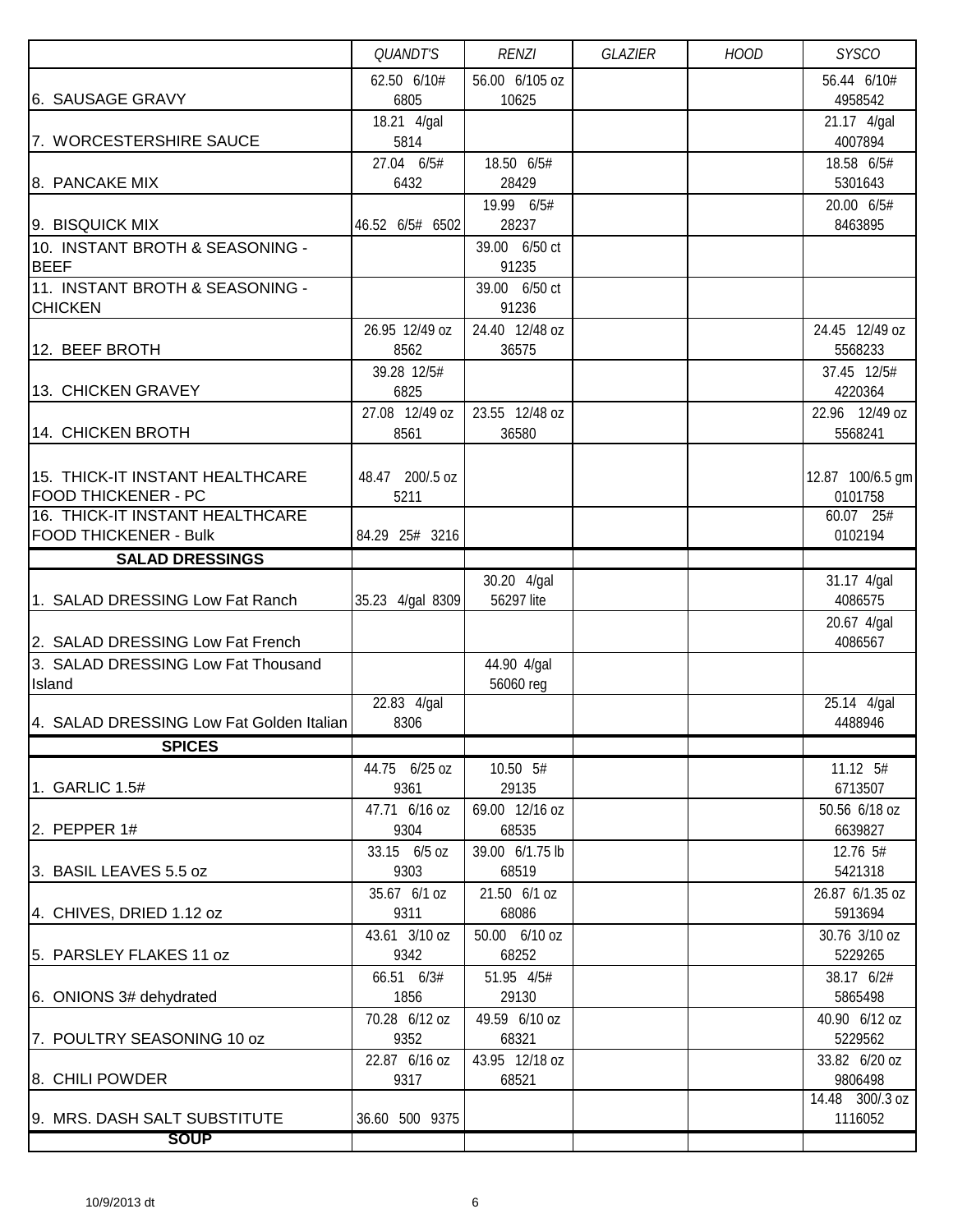| | QUANDT'S | RENZI | GLAZIER | HOOD | SYSCO |
|---|---|---|---|---|---|
| 6. SAUSAGE GRAVY | 62.50 6/10# 6805 | 56.00 6/105 oz 10625 | | | 56.44 6/10# 4958542 |
| 7. WORCESTERSHIRE SAUCE | 18.21 4/gal 5814 | | | | 21.17 4/gal 4007894 |
| 8. PANCAKE MIX | 27.04 6/5# 6432 | 18.50 6/5# 28429 | | | 18.58 6/5# 5301643 |
| 9. BISQUICK MIX | 46.52 6/5# 6502 | 19.99 6/5# 28237 | | | 20.00 6/5# 8463895 |
| 10. INSTANT BROTH & SEASONING - BEEF | | 39.00 6/50 ct 91235 | | | |
| 11. INSTANT BROTH & SEASONING - CHICKEN | | 39.00 6/50 ct 91236 | | | |
| 12. BEEF BROTH | 26.95 12/49 oz 8562 | 24.40 12/48 oz 36575 | | | 24.45 12/49 oz 5568233 |
| 13. CHICKEN GRAVEY | 39.28 12/5# 6825 | | | | 37.45 12/5# 4220364 |
| 14. CHICKEN BROTH | 27.08 12/49 oz 8561 | 23.55 12/48 oz 36580 | | | 22.96 12/49 oz 5568241 |
| 15. THICK-IT INSTANT HEALTHCARE FOOD THICKENER - PC | 48.47 200/.5 oz 5211 | | | | 12.87 100/6.5 gm 0101758 |
| 16. THICK-IT INSTANT HEALTHCARE FOOD THICKENER - Bulk | 84.29 25# 3216 | | | | 60.07 25# 0102194 |
| **SALAD DRESSINGS** | | | | | |
| 1. SALAD DRESSING Low Fat Ranch | 35.23 4/gal 8309 | 30.20 4/gal 56297 lite | | | 31.17 4/gal 4086575 |
| 2. SALAD DRESSING Low Fat French | | | | | 20.67 4/gal 4086567 |
| 3. SALAD DRESSING Low Fat Thousand Island | | 44.90 4/gal 56060 reg | | | |
| 4. SALAD DRESSING Low Fat Golden Italian | 22.83 4/gal 8306 | | | | 25.14 4/gal 4488946 |
| **SPICES** | | | | | |
| 1. GARLIC 1.5# | 44.75 6/25 oz 9361 | 10.50 5# 29135 | | | 11.12 5# 6713507 |
| 2. PEPPER 1# | 47.71 6/16 oz 9304 | 69.00 12/16 oz 68535 | | | 50.56 6/18 oz 6639827 |
| 3. BASIL LEAVES 5.5 oz | 33.15 6/5 oz 9303 | 39.00 6/1.75 lb 68519 | | | 12.76 5# 5421318 |
| 4. CHIVES, DRIED 1.12 oz | 35.67 6/1 oz 9311 | 21.50 6/1 oz 68086 | | | 26.87 6/1.35 oz 5913694 |
| 5. PARSLEY FLAKES 11 oz | 43.61 3/10 oz 9342 | 50.00 6/10 oz 68252 | | | 30.76 3/10 oz 5229265 |
| 6. ONIONS 3# dehydrated | 66.51 6/3# 1856 | 51.95 4/5# 29130 | | | 38.17 6/2# 5865498 |
| 7. POULTRY SEASONING 10 oz | 70.28 6/12 oz 9352 | 49.59 6/10 oz 68321 | | | 40.90 6/12 oz 5229562 |
| 8. CHILI POWDER | 22.87 6/16 oz 9317 | 43.95 12/18 oz 68521 | | | 33.82 6/20 oz 9806498 |
| 9. MRS. DASH SALT SUBSTITUTE | 36.60 500 9375 | | | | 14.48 300/.3 oz 1116052 |
| **SOUP** | | | | | |

10/9/2013 dt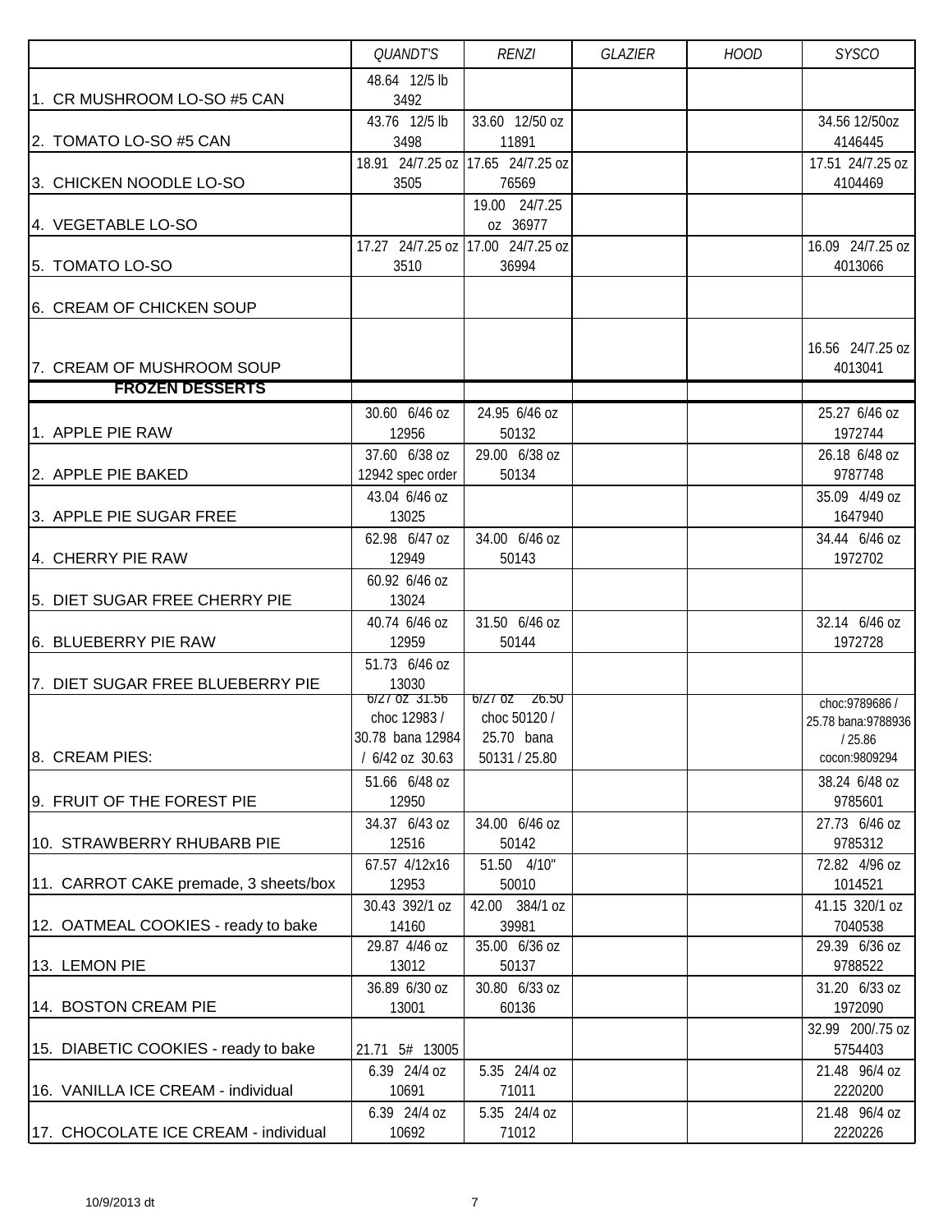| | QUANDT'S | RENZI | GLAZIER | HOOD | SYSCO |
|---|---|---|---|---|---|
| 1. CR MUSHROOM LO-SO #5 CAN | 48.64 12/5 lb 3492 | | | | |
| 2. TOMATO LO-SO #5 CAN | 43.76 12/5 lb 3498 | 33.60 12/50 oz 11891 | | | 34.56 12/50oz 4146445 |
| 3. CHICKEN NOODLE LO-SO | 18.91 24/7.25 oz 3505 | 17.65 24/7.25 oz 76569 | | | 17.51 24/7.25 oz 4104469 |
| 4. VEGETABLE LO-SO | | 19.00 24/7.25 oz 36977 | | | |
| 5. TOMATO LO-SO | 17.27 24/7.25 oz 3510 | 17.00 24/7.25 oz 36994 | | | 16.09 24/7.25 oz 4013066 |
| 6. CREAM OF CHICKEN SOUP | | | | | |
| 7. CREAM OF MUSHROOM SOUP | | | | | 16.56 24/7.25 oz 4013041 |
| **FROZEN DESSERTS** | | | | | |
| 1. APPLE PIE RAW | 30.60 6/46 oz 12956 | 24.95 6/46 oz 50132 | | | 25.27 6/46 oz 1972744 |
| 2. APPLE PIE BAKED | 37.60 6/38 oz 12942 spec order | 29.00 6/38 oz 50134 | | | 26.18 6/48 oz 9787748 |
| 3. APPLE PIE SUGAR FREE | 43.04 6/46 oz 13025 | | | | 35.09 4/49 oz 1647940 |
| 4. CHERRY PIE RAW | 62.98 6/47 oz 12949 | 34.00 6/46 oz 50143 | | | 34.44 6/46 oz 1972702 |
| 5. DIET SUGAR FREE CHERRY PIE | 60.92 6/46 oz 13024 | | | | |
| 6. BLUEBERRY PIE RAW | 40.74 6/46 oz 12959 | 31.50 6/46 oz 50144 | | | 32.14 6/46 oz 1972728 |
| 7. DIET SUGAR FREE BLUEBERRY PIE | 51.73 6/46 oz 13030 | | | | |
| 8. CREAM PIES: | 6/27 oz 31.56 choc 12983 / 30.78 bana 12984 / 6/42 oz 30.63 | 6/27 oz 26.50 choc 50120 / 25.70 bana 50131 / 25.80 | | | choc:9789686 / 25.78 bana:9788936 / 25.86 cocon:9809294 |
| 9. FRUIT OF THE FOREST PIE | 51.66 6/48 oz 12950 | | | | 38.24 6/48 oz 9785601 |
| 10. STRAWBERRY RHUBARB PIE | 34.37 6/43 oz 12516 | 34.00 6/46 oz 50142 | | | 27.73 6/46 oz 9785312 |
| 11. CARROT CAKE premade, 3 sheets/box | 67.57 4/12x16 12953 | 51.50 4/10" 50010 | | | 72.82 4/96 oz 1014521 |
| 12. OATMEAL COOKIES - ready to bake | 30.43 392/1 oz 14160 | 42.00 384/1 oz 39981 | | | 41.15 320/1 oz 7040538 |
| 13. LEMON PIE | 29.87 4/46 oz 13012 | 35.00 6/36 oz 50137 | | | 29.39 6/36 oz 9788522 |
| 14. BOSTON CREAM PIE | 36.89 6/30 oz 13001 | 30.80 6/33 oz 60136 | | | 31.20 6/33 oz 1972090 |
| 15. DIABETIC COOKIES - ready to bake | 21.71 5# 13005 | | | | 32.99 200/.75 oz 5754403 |
| 16. VANILLA ICE CREAM - individual | 6.39 24/4 oz 10691 | 5.35 24/4 oz 71011 | | | 21.48 96/4 oz 2220200 |
| 17. CHOCOLATE ICE CREAM - individual | 6.39 24/4 oz 10692 | 5.35 24/4 oz 71012 | | | 21.48 96/4 oz 2220226 |

10/9/2013 dt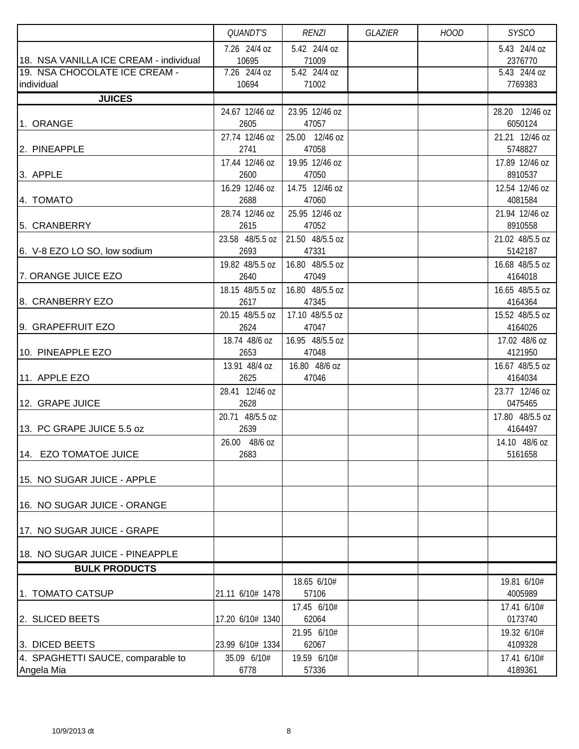| | QUANDT'S | RENZI | GLAZIER | HOOD | SYSCO |
|---|---|---|---|---|---|
| 18. NSA VANILLA ICE CREAM - individual | 7.26 24/4 oz 10695 | 5.42 24/4 oz 71009 | | | 5.43 24/4 oz 2376770 |
| 19. NSA CHOCOLATE ICE CREAM - individual | 7.26 24/4 oz 10694 | 5.42 24/4 oz 71002 | | | 5.43 24/4 oz 7769383 |
| **JUICES** | | | | | |
| 1. ORANGE | 24.67 12/46 oz 2605 | 23.95 12/46 oz 47057 | | | 28.20 12/46 oz 6050124 |
| 2. PINEAPPLE | 27.74 12/46 oz 2741 | 25.00 12/46 oz 47058 | | | 21.21 12/46 oz 5748827 |
| 3. APPLE | 17.44 12/46 oz 2600 | 19.95 12/46 oz 47050 | | | 17.89 12/46 oz 8910537 |
| 4. TOMATO | 16.29 12/46 oz 2688 | 14.75 12/46 oz 47060 | | | 12.54 12/46 oz 4081584 |
| 5. CRANBERRY | 28.74 12/46 oz 2615 | 25.95 12/46 oz 47052 | | | 21.94 12/46 oz 8910558 |
| 6. V-8 EZO LO SO, low sodium | 23.58 48/5.5 oz 2693 | 21.50 48/5.5 oz 47331 | | | 21.02 48/5.5 oz 5142187 |
| 7. ORANGE JUICE EZO | 19.82 48/5.5 oz 2640 | 16.80 48/5.5 oz 47049 | | | 16.68 48/5.5 oz 4164018 |
| 8. CRANBERRY EZO | 18.15 48/5.5 oz 2617 | 16.80 48/5.5 oz 47345 | | | 16.65 48/5.5 oz 4164364 |
| 9. GRAPEFRUIT EZO | 20.15 48/5.5 oz 2624 | 17.10 48/5.5 oz 47047 | | | 15.52 48/5.5 oz 4164026 |
| 10. PINEAPPLE EZO | 18.74 48/6 oz 2653 | 16.95 48/5.5 oz 47048 | | | 17.02 48/6 oz 4121950 |
| 11. APPLE EZO | 13.91 48/4 oz 2625 | 16.80 48/6 oz 47046 | | | 16.67 48/5.5 oz 4164034 |
| 12. GRAPE JUICE | 28.41 12/46 oz 2628 | | | | 23.77 12/46 oz 0475465 |
| 13. PC GRAPE JUICE 5.5 oz | 20.71 48/5.5 oz 2639 | | | | 17.80 48/5.5 oz 4164497 |
| 14. EZO TOMATOE JUICE | 26.00 48/6 oz 2683 | | | | 14.10 48/6 oz 5161658 |
| 15. NO SUGAR JUICE - APPLE | | | | | |
| 16. NO SUGAR JUICE - ORANGE | | | | | |
| 17. NO SUGAR JUICE - GRAPE | | | | | |
| 18. NO SUGAR JUICE - PINEAPPLE | | | | | |
| **BULK PRODUCTS** | | | | | |
| 1. TOMATO CATSUP | 21.11 6/10# 1478 | 18.65 6/10# 57106 | | | 19.81 6/10# 4005989 |
| 2. SLICED BEETS | 17.20 6/10# 1340 | 17.45 6/10# 62064 | | | 17.41 6/10# 0173740 |
| 3. DICED BEETS | 23.99 6/10# 1334 | 21.95 6/10# 62067 | | | 19.32 6/10# 4109328 |
| 4. SPAGHETTI SAUCE, comparable to Angela Mia | 35.09 6/10# 6778 | 19.59 6/10# 57336 | | | 17.41 6/10# 4189361 |

10/9/2013 dt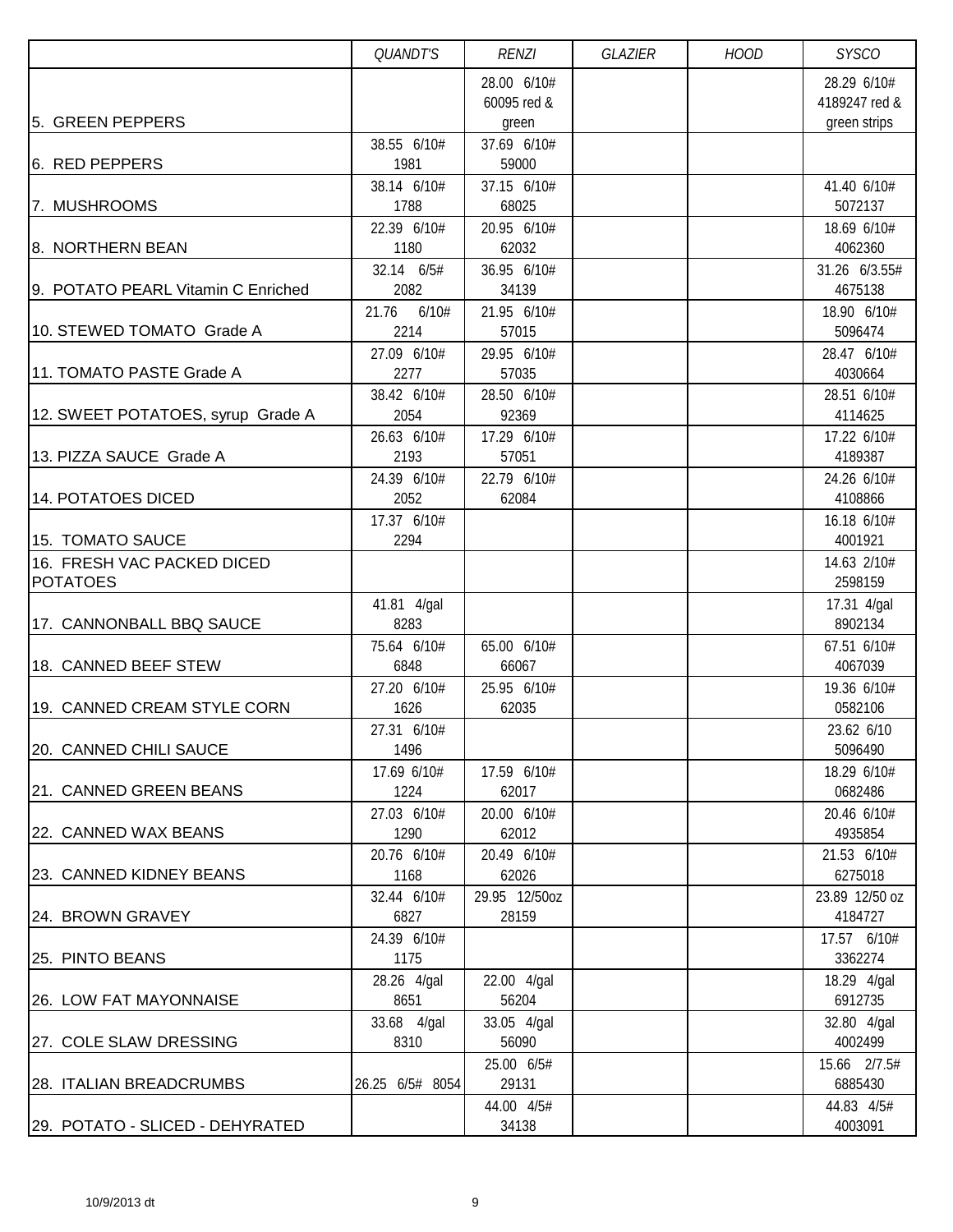| | QUANDT'S | RENZI | GLAZIER | HOOD | SYSCO |
|---|---|---|---|---|---|
| 5. GREEN PEPPERS | | 28.00 6/10# 60095 red & green | | | 28.29 6/10# 4189247 red & green strips |
| 6. RED PEPPERS | 38.55 6/10# 1981 | 37.69 6/10# 59000 | | | |
| 7. MUSHROOMS | 38.14 6/10# 1788 | 37.15 6/10# 68025 | | | 41.40 6/10# 5072137 |
| 8. NORTHERN BEAN | 22.39 6/10# 1180 | 20.95 6/10# 62032 | | | 18.69 6/10# 4062360 |
| 9. POTATO PEARL Vitamin C Enriched | 32.14 6/5# 2082 | 36.95 6/10# 34139 | | | 31.26 6/3.55# 4675138 |
| 10. STEWED TOMATO Grade A | 21.76 6/10# 2214 | 21.95 6/10# 57015 | | | 18.90 6/10# 5096474 |
| 11. TOMATO PASTE Grade A | 27.09 6/10# 2277 | 29.95 6/10# 57035 | | | 28.47 6/10# 4030664 |
| 12. SWEET POTATOES, syrup Grade A | 38.42 6/10# 2054 | 28.50 6/10# 92369 | | | 28.51 6/10# 4114625 |
| 13. PIZZA SAUCE Grade A | 26.63 6/10# 2193 | 17.29 6/10# 57051 | | | 17.22 6/10# 4189387 |
| 14. POTATOES DICED | 24.39 6/10# 2052 | 22.79 6/10# 62084 | | | 24.26 6/10# 4108866 |
| 15. TOMATO SAUCE | 17.37 6/10# 2294 | | | | 16.18 6/10# 4001921 |
| 16. FRESH VAC PACKED DICED POTATOES | | | | | 14.63 2/10# 2598159 |
| 17. CANNONBALL BBQ SAUCE | 41.81 4/gal 8283 | | | | 17.31 4/gal 8902134 |
| 18. CANNED BEEF STEW | 75.64 6/10# 6848 | 65.00 6/10# 66067 | | | 67.51 6/10# 4067039 |
| 19. CANNED CREAM STYLE CORN | 27.20 6/10# 1626 | 25.95 6/10# 62035 | | | 19.36 6/10# 0582106 |
| 20. CANNED CHILI SAUCE | 27.31 6/10# 1496 | | | | 23.62 6/10 5096490 |
| 21. CANNED GREEN BEANS | 17.69 6/10# 1224 | 17.59 6/10# 62017 | | | 18.29 6/10# 0682486 |
| 22. CANNED WAX BEANS | 27.03 6/10# 1290 | 20.00 6/10# 62012 | | | 20.46 6/10# 4935854 |
| 23. CANNED KIDNEY BEANS | 20.76 6/10# 1168 | 20.49 6/10# 62026 | | | 21.53 6/10# 6275018 |
| 24. BROWN GRAVEY | 32.44 6/10# 6827 | 29.95 12/50oz 28159 | | | 23.89 12/50 oz 4184727 |
| 25. PINTO BEANS | 24.39 6/10# 1175 | | | | 17.57 6/10# 3362274 |
| 26. LOW FAT MAYONNAISE | 28.26 4/gal 8651 | 22.00 4/gal 56204 | | | 18.29 4/gal 6912735 |
| 27. COLE SLAW DRESSING | 33.68 4/gal 8310 | 33.05 4/gal 56090 | | | 32.80 4/gal 4002499 |
| 28. ITALIAN BREADCRUMBS | 26.25 6/5# 8054 | 25.00 6/5# 29131 | | | 15.66 2/7.5# 6885430 |
| 29. POTATO - SLICED - DEHYRATED | | 44.00 4/5# 34138 | | | 44.83 4/5# 4003091 |

10/9/2013 dt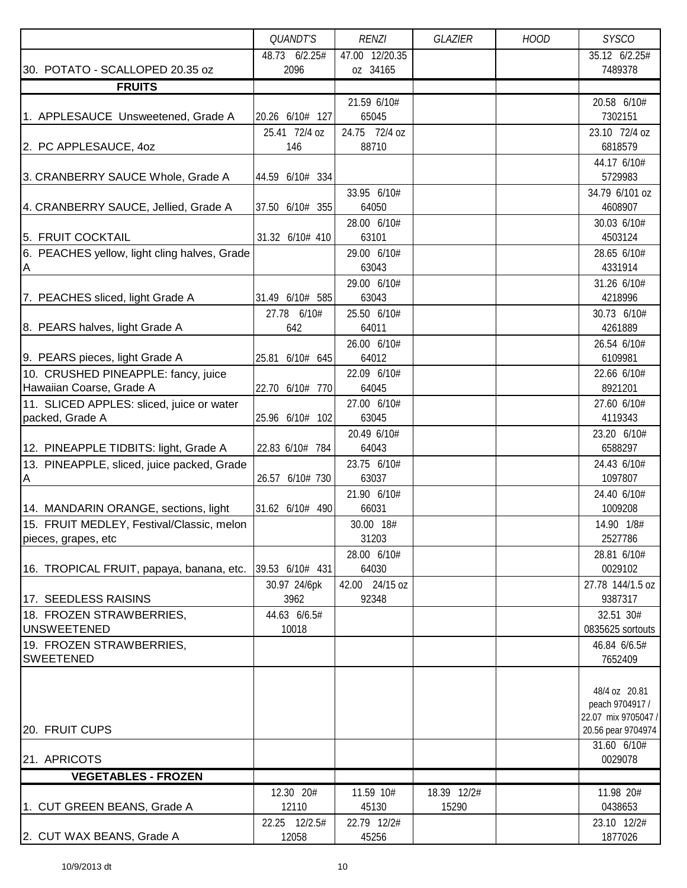| | QUANDT'S | RENZI | GLAZIER | HOOD | SYSCO |
|---|---|---|---|---|---|
| 30. POTATO - SCALLOPED 20.35 oz | 48.73 6/2.25# 2096 | 47.00 12/20.35 oz 34165 | | | 35.12 6/2.25# 7489378 |
| **FRUITS** | | | | | |
| 1. APPLESAUCE Unsweetened, Grade A | 20.26 6/10# 127 | 21.59 6/10# 65045 | | | 20.58 6/10# 7302151 |
| 2. PC APPLESAUCE, 4oz | 25.41 72/4 oz 146 | 24.75 72/4 oz 88710 | | | 23.10 72/4 oz 6818579 |
| 3. CRANBERRY SAUCE Whole, Grade A | 44.59 6/10# 334 | | | | 44.17 6/10# 5729983 |
| 4. CRANBERRY SAUCE, Jellied, Grade A | 37.50 6/10# 355 | 33.95 6/10# 64050 | | | 34.79 6/101 oz 4608907 |
| 5. FRUIT COCKTAIL | 31.32 6/10# 410 | 28.00 6/10# 63101 | | | 30.03 6/10# 4503124 |
| 6. PEACHES yellow, light cling halves, Grade A | | 29.00 6/10# 63043 | | | 28.65 6/10# 4331914 |
| 7. PEACHES sliced, light Grade A | 31.49 6/10# 585 | 29.00 6/10# 63043 | | | 31.26 6/10# 4218996 |
| 8. PEARS halves, light Grade A | 27.78 6/10# 642 | 25.50 6/10# 64011 | | | 30.73 6/10# 4261889 |
| 9. PEARS pieces, light Grade A | 25.81 6/10# 645 | 26.00 6/10# 64012 | | | 26.54 6/10# 6109981 |
| 10. CRUSHED PINEAPPLE: fancy, juice Hawaiian Coarse, Grade A | 22.70 6/10# 770 | 22.09 6/10# 64045 | | | 22.66 6/10# 8921201 |
| 11. SLICED APPLES: sliced, juice or water packed, Grade A | 25.96 6/10# 102 | 27.00 6/10# 63045 | | | 27.60 6/10# 4119343 |
| 12. PINEAPPLE TIDBITS: light, Grade A | 22.83 6/10# 784 | 20.49 6/10# 64043 | | | 23.20 6/10# 6588297 |
| 13. PINEAPPLE, sliced, juice packed, Grade A | 26.57 6/10# 730 | 23.75 6/10# 63037 | | | 24.43 6/10# 1097807 |
| 14. MANDARIN ORANGE, sections, light | 31.62 6/10# 490 | 21.90 6/10# 66031 | | | 24.40 6/10# 1009208 |
| 15. FRUIT MEDLEY, Festival/Classic, melon pieces, grapes, etc | | 30.00 18# 31203 | | | 14.90 1/8# 2527786 |
| 16. TROPICAL FRUIT, papaya, banana, etc. | 39.53 6/10# 431 | 28.00 6/10# 64030 | | | 28.81 6/10# 0029102 |
| 17. SEEDLESS RAISINS | 30.97 24/6pk 3962 | 42.00 24/15 oz 92348 | | | 27.78 144/1.5 oz 9387317 |
| 18. FROZEN STRAWBERRIES, UNSWEETENED | 44.63 6/6.5# 10018 | | | | 32.51 30# 0835625 sortouts |
| 19. FROZEN STRAWBERRIES, SWEETENED | | | | | 46.84 6/6.5# 7652409 |
| 20. FRUIT CUPS | | | | | 48/4 oz 20.81 peach 9704917 / 22.07 mix 9705047 / 20.56 pear 9704974 |
| 21. APRICOTS | | | | | 31.60 6/10# 0029078 |
| **VEGETABLES - FROZEN** | | | | | |
| 1. CUT GREEN BEANS, Grade A | 12.30 20# 12110 | 11.59 10# 45130 | 18.39 12/2# 15290 | | 11.98 20# 0438653 |
| 2. CUT WAX BEANS, Grade A | 22.25 12/2.5# 12058 | 22.79 12/2# 45256 | | | 23.10 12/2# 1877026 |

10/9/2013 dt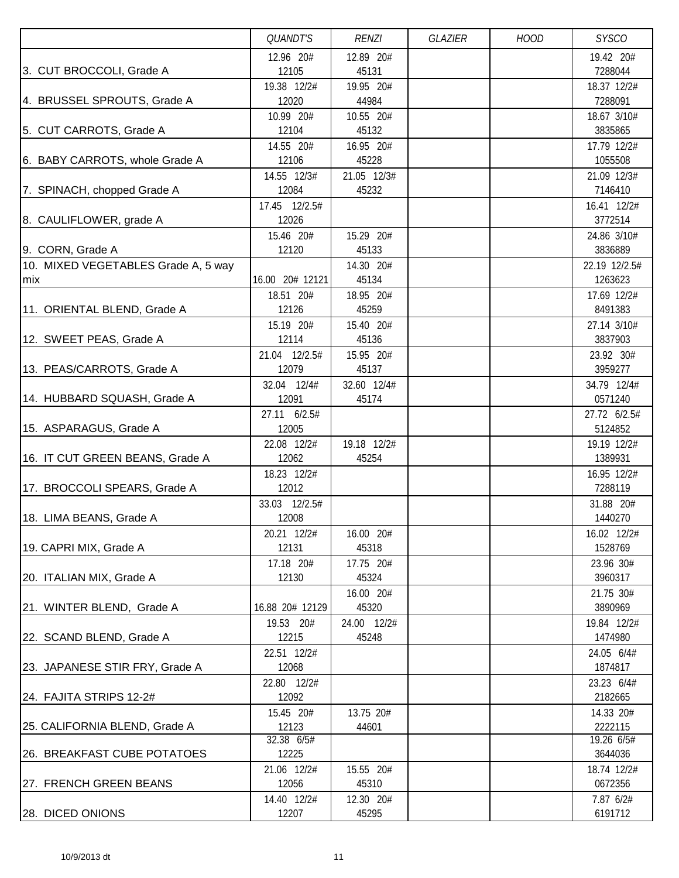| | QUANDT'S | RENZI | GLAZIER | HOOD | SYSCO |
|---|---|---|---|---|---|
| 3. CUT BROCCOLI, Grade A | 12.96 20# 12105 | 12.89 20# 45131 | | | 19.42 20# 7288044 |
| 4. BRUSSEL SPROUTS, Grade A | 19.38 12/2# 12020 | 19.95 20# 44984 | | | 18.37 12/2# 7288091 |
| 5. CUT CARROTS, Grade A | 10.99 20# 12104 | 10.55 20# 45132 | | | 18.67 3/10# 3835865 |
| 6. BABY CARROTS, whole Grade A | 14.55 20# 12106 | 16.95 20# 45228 | | | 17.79 12/2# 1055508 |
| 7. SPINACH, chopped Grade A | 14.55 12/3# 12084 | 21.05 12/3# 45232 | | | 21.09 12/3# 7146410 |
| 8. CAULIFLOWER, grade A | 17.45 12/2.5# 12026 | | | | 16.41 12/2# 3772514 |
| 9. CORN, Grade A | 15.46 20# 12120 | 15.29 20# 45133 | | | 24.86 3/10# 3836889 |
| 10. MIXED VEGETABLES Grade A, 5 way mix | 16.00 20# 12121 | 14.30 20# 45134 | | | 22.19 12/2.5# 1263623 |
| 11. ORIENTAL BLEND, Grade A | 18.51 20# 12126 | 18.95 20# 45259 | | | 17.69 12/2# 8491383 |
| 12. SWEET PEAS, Grade A | 15.19 20# 12114 | 15.40 20# 45136 | | | 27.14 3/10# 3837903 |
| 13. PEAS/CARROTS, Grade A | 21.04 12/2.5# 12079 | 15.95 20# 45137 | | | 23.92 30# 3959277 |
| 14. HUBBARD SQUASH, Grade A | 32.04 12/4# 12091 | 32.60 12/4# 45174 | | | 34.79 12/4# 0571240 |
| 15. ASPARAGUS, Grade A | 27.11 6/2.5# 12005 | | | | 27.72 6/2.5# 5124852 |
| 16. IT CUT GREEN BEANS, Grade A | 22.08 12/2# 12062 | 19.18 12/2# 45254 | | | 19.19 12/2# 1389931 |
| 17. BROCCOLI SPEARS, Grade A | 18.23 12/2# 12012 | | | | 16.95 12/2# 7288119 |
| 18. LIMA BEANS, Grade A | 33.03 12/2.5# 12008 | | | | 31.88 20# 1440270 |
| 19. CAPRI MIX, Grade A | 20.21 12/2# 12131 | 16.00 20# 45318 | | | 16.02 12/2# 1528769 |
| 20. ITALIAN MIX, Grade A | 17.18 20# 12130 | 17.75 20# 45324 | | | 23.96 30# 3960317 |
| 21. WINTER BLEND, Grade A | 16.88 20# 12129 | 16.00 20# 45320 | | | 21.75 30# 3890969 |
| 22. SCAND BLEND, Grade A | 19.53 20# 12215 | 24.00 12/2# 45248 | | | 19.84 12/2# 1474980 |
| 23. JAPANESE STIR FRY, Grade A | 22.51 12/2# 12068 | | | | 24.05 6/4# 1874817 |
| 24. FAJITA STRIPS 12-2# | 22.80 12/2# 12092 | | | | 23.23 6/4# 2182665 |
| 25. CALIFORNIA BLEND, Grade A | 15.45 20# 12123 | 13.75 20# 44601 | | | 14.33 20# 2222115 |
| 26. BREAKFAST CUBE POTATOES | 32.38 6/5# 12225 | | | | 19.26 6/5# 3644036 |
| 27. FRENCH GREEN BEANS | 21.06 12/2# 12056 | 15.55 20# 45310 | | | 18.74 12/2# 0672356 |
| 28. DICED ONIONS | 14.40 12/2# 12207 | 12.30 20# 45295 | | | 7.87 6/2# 6191712 |

10/9/2013 dt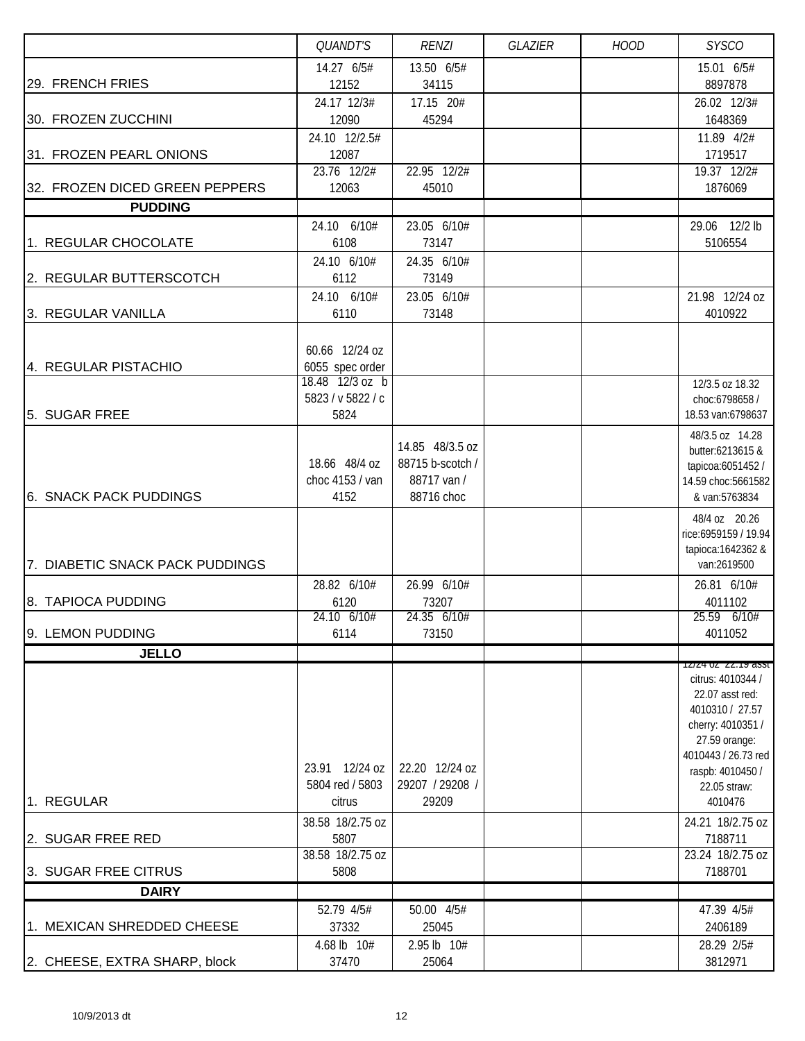| | *QUANDT'S* | *RENZI* | *GLAZIER* | *HOOD* | *SYSCO* |
|---|---|---|---|---|---|
| 29. FRENCH FRIES | 14.27 6/5# 12152 | 13.50 6/5# 34115 | | | 15.01 6/5# 8897878 |
| 30. FROZEN ZUCCHINI | 24.17 12/3# 12090 | 17.15 20# 45294 | | | 26.02 12/3# 1648369 |
| 31. FROZEN PEARL ONIONS | 24.10 12/2.5# 12087 | | | | 11.89 4/2# 1719517 |
| 32. FROZEN DICED GREEN PEPPERS | 23.76 12/2# 12063 | 22.95 12/2# 45010 | | | 19.37 12/2# 1876069 |
| **PUDDING** | | | | | |
| 1. REGULAR CHOCOLATE | 24.10 6/10# 6108 | 23.05 6/10# 73147 | | | 29.06 12/2 lb 5106554 |
| 2. REGULAR BUTTERSCOTCH | 24.10 6/10# 6112 | 24.35 6/10# 73149 | | | |
| 3. REGULAR VANILLA | 24.10 6/10# 6110 | 23.05 6/10# 73148 | | | 21.98 12/24 oz 4010922 |
| 4. REGULAR PISTACHIO | 60.66 12/24 oz 6055 spec order | | | | |
| 5. SUGAR FREE | 18.48 12/3 oz b 5823 / v 5822 / c 5824 | | | | 12/3.5 oz 18.32 choc:6798658 / 18.53 van:6798637 |
| 6. SNACK PACK PUDDINGS | 18.66 48/4 oz choc 4153 / van 4152 | 14.85 48/3.5 oz 88715 b-scotch / 88717 van / 88716 choc | | | 48/3.5 oz 14.28 butter:6213615 & tapicoa:6051452 / 14.59 choc:5661582 & van:5763834 |
| 7. DIABETIC SNACK PACK PUDDINGS | | | | | 48/4 oz 20.26 rice:6959159 / 19.94 tapioca:1642362 & van:2619500 |
| 8. TAPIOCA PUDDING | 28.82 6/10# 6120 | 26.99 6/10# 73207 | | | 26.81 6/10# 4011102 |
| 9. LEMON PUDDING | 24.10 6/10# 6114 | 24.35 6/10# 73150 | | | 25.59 6/10# 4011052 |
| **JELLO** | | | | | |
| 1. REGULAR | 23.91 12/24 oz 5804 red / 5803 citrus | 22.20 12/24 oz 29207 / 29208 / 29209 | | | 12/24 oz 22.19 asst citrus: 4010344 / 22.07 asst red: 4010310 / 27.57 cherry: 4010351 / 27.59 orange: 4010443 / 26.73 red raspb: 4010450 / 22.05 straw: 4010476 |
| 2. SUGAR FREE RED | 38.58 18/2.75 oz 5807 | | | | 24.21 18/2.75 oz 7188711 |
| 3. SUGAR FREE CITRUS | 38.58 18/2.75 oz 5808 | | | | 23.24 18/2.75 oz 7188701 |
| **DAIRY** | | | | | |
| 1. MEXICAN SHREDDED CHEESE | 52.79 4/5# 37332 | 50.00 4/5# 25045 | | | 47.39 4/5# 2406189 |
| 2. CHEESE, EXTRA SHARP, block | 4.68 lb 10# 37470 | 2.95 lb 10# 25064 | | | 28.29 2/5# 3812971 |

10/9/2013 dt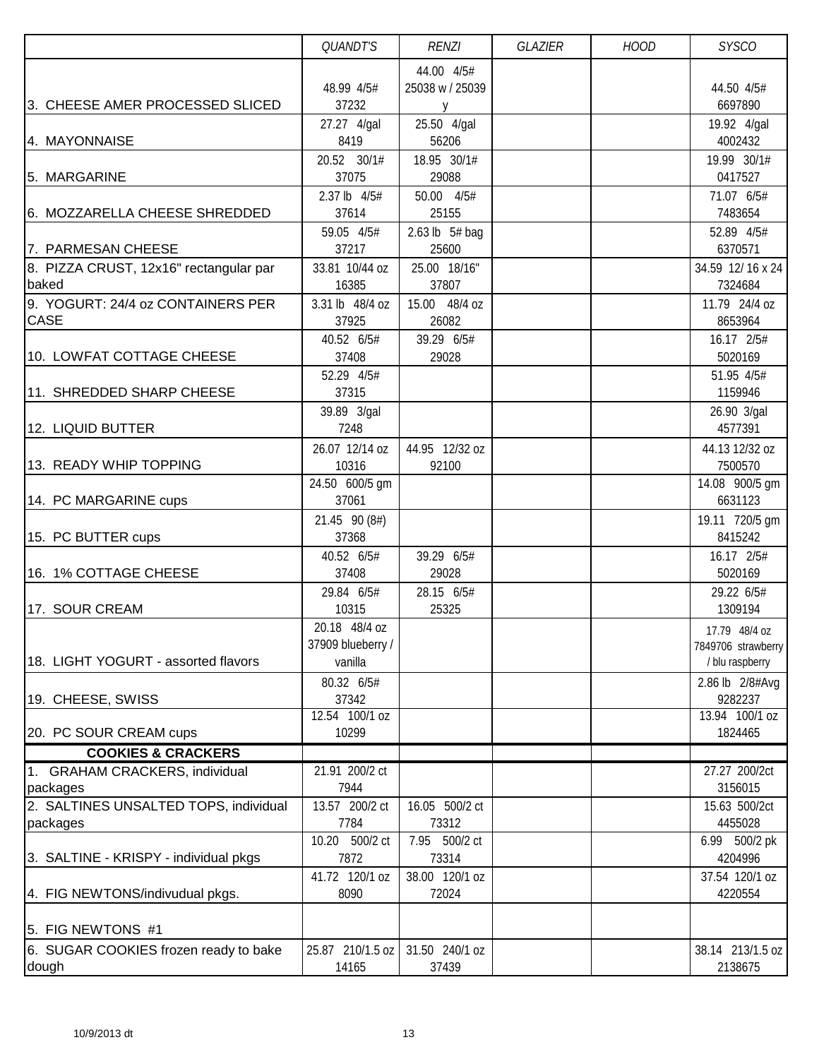| | QUANDT'S | RENZI | GLAZIER | HOOD | SYSCO |
|---|---|---|---|---|---|
| 3. CHEESE AMER PROCESSED SLICED | 48.99 4/5# 37232 | 44.00 4/5# 25038 w / 25039 y | | | 44.50 4/5# 6697890 |
| 4. MAYONNAISE | 27.27 4/gal 8419 | 25.50 4/gal 56206 | | | 19.92 4/gal 4002432 |
| 5. MARGARINE | 20.52 30/1# 37075 | 18.95 30/1# 29088 | | | 19.99 30/1# 0417527 |
| 6. MOZZARELLA CHEESE SHREDDED | 2.37 lb 4/5# 37614 | 50.00 4/5# 25155 | | | 71.07 6/5# 7483654 |
| 7. PARMESAN CHEESE | 59.05 4/5# 37217 | 2.63 lb 5# bag 25600 | | | 52.89 4/5# 6370571 |
| 8. PIZZA CRUST, 12x16" rectangular par baked | 33.81 10/44 oz 16385 | 25.00 18/16" 37807 | | | 34.59 12/ 16 x 24 7324684 |
| 9. YOGURT: 24/4 oz CONTAINERS PER CASE | 3.31 lb 48/4 oz 37925 | 15.00 48/4 oz 26082 | | | 11.79 24/4 oz 8653964 |
| 10. LOWFAT COTTAGE CHEESE | 40.52 6/5# 37408 | 39.29 6/5# 29028 | | | 16.17 2/5# 5020169 |
| 11. SHREDDED SHARP CHEESE | 52.29 4/5# 37315 | | | | 51.95 4/5# 1159946 |
| 12. LIQUID BUTTER | 39.89 3/gal 7248 | | | | 26.90 3/gal 4577391 |
| 13. READY WHIP TOPPING | 26.07 12/14 oz 10316 | 44.95 12/32 oz 92100 | | | 44.13 12/32 oz 7500570 |
| 14. PC MARGARINE cups | 24.50 600/5 gm 37061 | | | | 14.08 900/5 gm 6631123 |
| 15. PC BUTTER cups | 21.45 90 (8#) 37368 | | | | 19.11 720/5 gm 8415242 |
| 16. 1% COTTAGE CHEESE | 40.52 6/5# 37408 | 39.29 6/5# 29028 | | | 16.17 2/5# 5020169 |
| 17. SOUR CREAM | 29.84 6/5# 10315 | 28.15 6/5# 25325 | | | 29.22 6/5# 1309194 |
| 18. LIGHT YOGURT - assorted flavors | 20.18 48/4 oz 37909 blueberry / vanilla | | | | 17.79 48/4 oz 7849706 strawberry / blu raspberry |
| 19. CHEESE, SWISS | 80.32 6/5# 37342 | | | | 2.86 lb 2/8#Avg 9282237 |
| 20. PC SOUR CREAM cups | 12.54 100/1 oz 10299 | | | | 13.94 100/1 oz 1824465 |
| **COOKIES & CRACKERS** | | | | | |
| 1. GRAHAM CRACKERS, individual packages | 21.91 200/2 ct 7944 | | | | 27.27 200/2ct 3156015 |
| 2. SALTINES UNSALTED TOPS, individual packages | 13.57 200/2 ct 7784 | 16.05 500/2 ct 73312 | | | 15.63 500/2ct 4455028 |
| 3. SALTINE - KRISPY - individual pkgs | 10.20 500/2 ct 7872 | 7.95 500/2 ct 73314 | | | 6.99 500/2 pk 4204996 |
| 4. FIG NEWTONS/indivudual pkgs. | 41.72 120/1 oz 8090 | 38.00 120/1 oz 72024 | | | 37.54 120/1 oz 4220554 |
| 5. FIG NEWTONS #1 | | | | | |
| 6. SUGAR COOKIES frozen ready to bake dough | 25.87 210/1.5 oz 14165 | 31.50 240/1 oz 37439 | | | 38.14 213/1.5 oz 2138675 |

10/9/2013 dt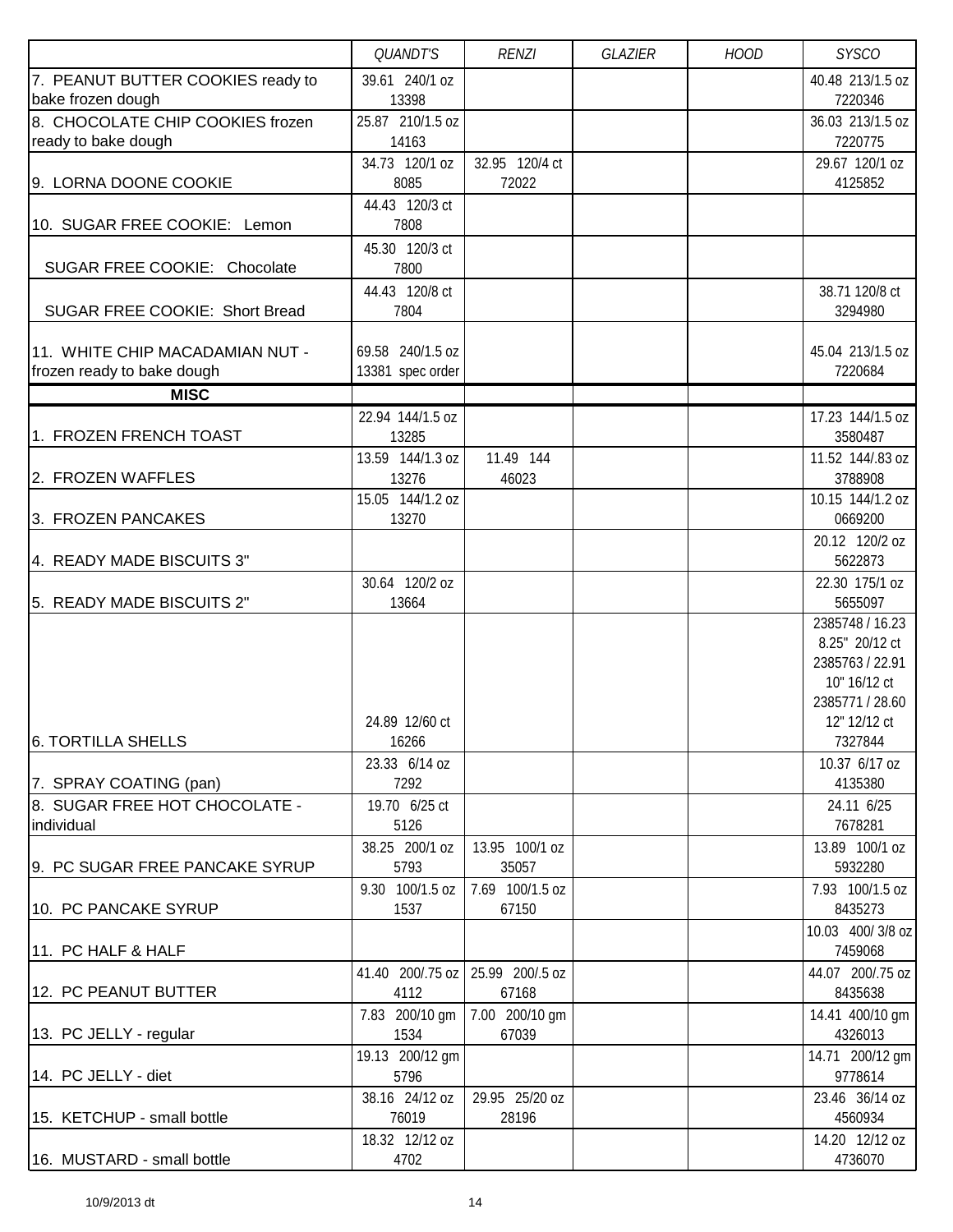| | QUANDT'S | RENZI | GLAZIER | HOOD | SYSCO |
|---|---|---|---|---|---|
| 7. PEANUT BUTTER COOKIES ready to bake frozen dough | 39.61 240/1 oz 13398 | | | | 40.48 213/1.5 oz 7220346 |
| 8. CHOCOLATE CHIP COOKIES frozen ready to bake dough | 25.87 210/1.5 oz 14163 | | | | 36.03 213/1.5 oz 7220775 |
| 9. LORNA DOONE COOKIE | 34.73 120/1 oz 8085 | 32.95 120/4 ct 72022 | | | 29.67 120/1 oz 4125852 |
| 10. SUGAR FREE COOKIE: Lemon | 44.43 120/3 ct 7808 | | | | |
| SUGAR FREE COOKIE: Chocolate | 45.30 120/3 ct 7800 | | | | |
| SUGAR FREE COOKIE: Short Bread | 44.43 120/8 ct 7804 | | | | 38.71 120/8 ct 3294980 |
| 11. WHITE CHIP MACADAMIAN NUT - frozen ready to bake dough | 69.58 240/1.5 oz 13381 spec order | | | | 45.04 213/1.5 oz 7220684 |
| **MISC** | | | | | |
| 1. FROZEN FRENCH TOAST | 22.94 144/1.5 oz 13285 | | | | 17.23 144/1.5 oz 3580487 |
| 2. FROZEN WAFFLES | 13.59 144/1.3 oz 13276 | 11.49 144 46023 | | | 11.52 144/.83 oz 3788908 |
| 3. FROZEN PANCAKES | 15.05 144/1.2 oz 13270 | | | | 10.15 144/1.2 oz 0669200 |
| 4. READY MADE BISCUITS 3" | | | | | 20.12 120/2 oz 5622873 |
| 5. READY MADE BISCUITS 2" | 30.64 120/2 oz 13664 | | | | 22.30 175/1 oz 5655097 |
| 6. TORTILLA SHELLS | 24.89 12/60 ct 16266 | | | | 2385748 / 16.23 8.25" 20/12 ct 2385763 / 22.91 10" 16/12 ct 2385771 / 28.60 12" 12/12 ct 7327844 |
| 7. SPRAY COATING (pan) | 23.33 6/14 oz 7292 | | | | 10.37 6/17 oz 4135380 |
| 8. SUGAR FREE HOT CHOCOLATE - individual | 19.70 6/25 ct 5126 | | | | 24.11 6/25 7678281 |
| 9. PC SUGAR FREE PANCAKE SYRUP | 38.25 200/1 oz 5793 | 13.95 100/1 oz 35057 | | | 13.89 100/1 oz 5932280 |
| 10. PC PANCAKE SYRUP | 9.30 100/1.5 oz 1537 | 7.69 100/1.5 oz 67150 | | | 7.93 100/1.5 oz 8435273 |
| 11. PC HALF & HALF | | | | | 10.03 400/ 3/8 oz 7459068 |
| 12. PC PEANUT BUTTER | 41.40 200/.75 oz 4112 | 25.99 200/.5 oz 67168 | | | 44.07 200/.75 oz 8435638 |
| 13. PC JELLY - regular | 7.83 200/10 gm 1534 | 7.00 200/10 gm 67039 | | | 14.41 400/10 gm 4326013 |
| 14. PC JELLY - diet | 19.13 200/12 gm 5796 | | | | 14.71 200/12 gm 9778614 |
| 15. KETCHUP - small bottle | 38.16 24/12 oz 76019 | 29.95 25/20 oz 28196 | | | 23.46 36/14 oz 4560934 |
| 16. MUSTARD - small bottle | 18.32 12/12 oz 4702 | | | | 14.20 12/12 oz 4736070 |

10/9/2013 dt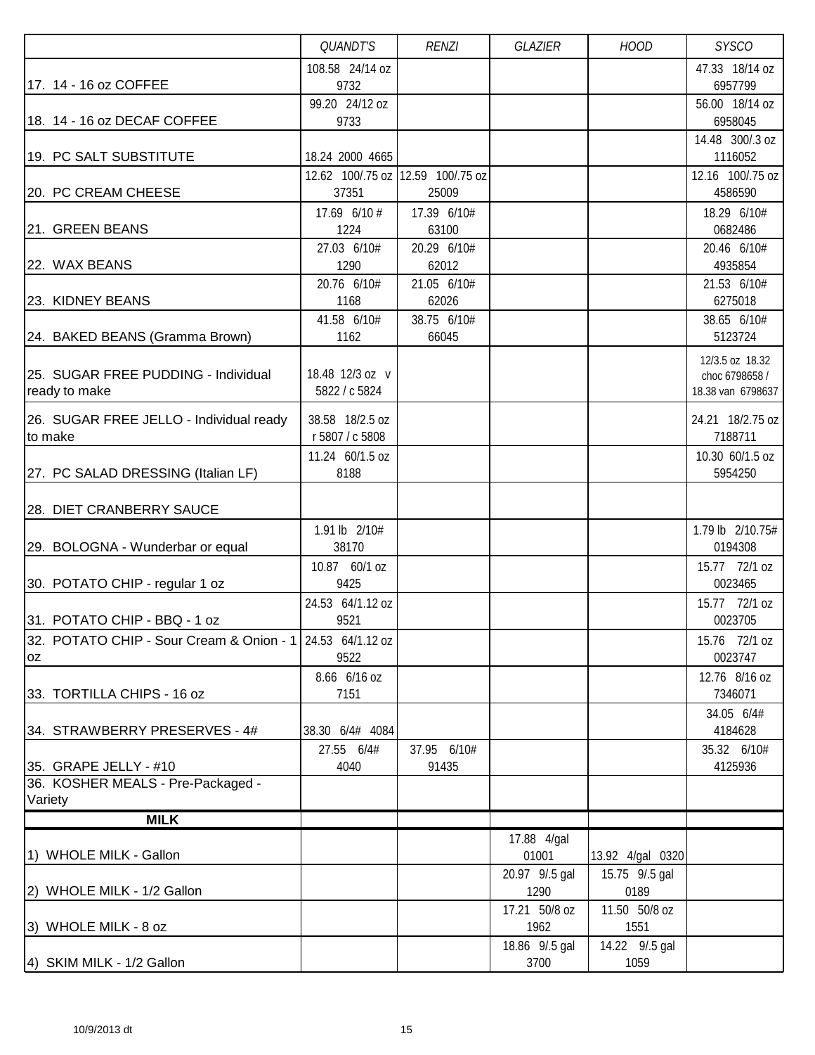| | QUANDT'S | RENZI | GLAZIER | HOOD | SYSCO |
|---|---|---|---|---|---|
| 17. 14 - 16 oz COFFEE | 108.58 24/14 oz 9732 | | | | 47.33 18/14 oz 6957799 |
| 18. 14 - 16 oz DECAF COFFEE | 99.20 24/12 oz 9733 | | | | 56.00 18/14 oz 6958045 |
| 19. PC SALT SUBSTITUTE | 18.24 2000 4665 | | | | 14.48 300/.3 oz 1116052 |
| 20. PC CREAM CHEESE | 12.62 100/.75 oz 37351 | 12.59 100/.75 oz 25009 | | | 12.16 100/.75 oz 4586590 |
| 21. GREEN BEANS | 17.69 6/10 # 1224 | 17.39 6/10# 63100 | | | 18.29 6/10# 0682486 |
| 22. WAX BEANS | 27.03 6/10# 1290 | 20.29 6/10# 62012 | | | 20.46 6/10# 4935854 |
| 23. KIDNEY BEANS | 20.76 6/10# 1168 | 21.05 6/10# 62026 | | | 21.53 6/10# 6275018 |
| 24. BAKED BEANS (Gramma Brown) | 41.58 6/10# 1162 | 38.75 6/10# 66045 | | | 38.65 6/10# 5123724 |
| 25. SUGAR FREE PUDDING - Individual ready to make | 18.48 12/3 oz v 5822 / c 5824 | | | | 12/3.5 oz 18.32 choc 6798658 / 18.38 van 6798637 |
| 26. SUGAR FREE JELLO - Individual ready to make | 38.58 18/2.5 oz r 5807 / c 5808 | | | | 24.21 18/2.75 oz 7188711 |
| 27. PC SALAD DRESSING (Italian LF) | 11.24 60/1.5 oz 8188 | | | | 10.30 60/1.5 oz 5954250 |
| 28. DIET CRANBERRY SAUCE | | | | | |
| 29. BOLOGNA - Wunderbar or equal | 1.91 lb 2/10# 38170 | | | | 1.79 lb 2/10.75# 0194308 |
| 30. POTATO CHIP - regular 1 oz | 10.87 60/1 oz 9425 | | | | 15.77 72/1 oz 0023465 |
| 31. POTATO CHIP - BBQ - 1 oz | 24.53 64/1.12 oz 9521 | | | | 15.77 72/1 oz 0023705 |
| 32. POTATO CHIP - Sour Cream & Onion - 1 oz | 24.53 64/1.12 oz 9522 | | | | 15.76 72/1 oz 0023747 |
| 33. TORTILLA CHIPS - 16 oz | 8.66 6/16 oz 7151 | | | | 12.76 8/16 oz 7346071 |
| 34. STRAWBERRY PRESERVES - 4# | 38.30 6/4# 4084 | | | | 34.05 6/4# 4184628 |
| 35. GRAPE JELLY - #10 | 27.55 6/4# 4040 | 37.95 6/10# 91435 | | | 35.32 6/10# 4125936 |
| 36. KOSHER MEALS - Pre-Packaged - Variety | | | | | |
| **MILK** | | | | | |
| 1) WHOLE MILK - Gallon | | | 17.88 4/gal 01001 | 13.92 4/gal 0320 | |
| 2) WHOLE MILK - 1/2 Gallon | | | 20.97 9/.5 gal 1290 | 15.75 9/.5 gal 0189 | |
| 3) WHOLE MILK - 8 oz | | | 17.21 50/8 oz 1962 | 11.50 50/8 oz 1551 | |
| 4) SKIM MILK - 1/2 Gallon | | | 18.86 9/.5 gal 3700 | 14.22 9/.5 gal 1059 | |

10/9/2013 dt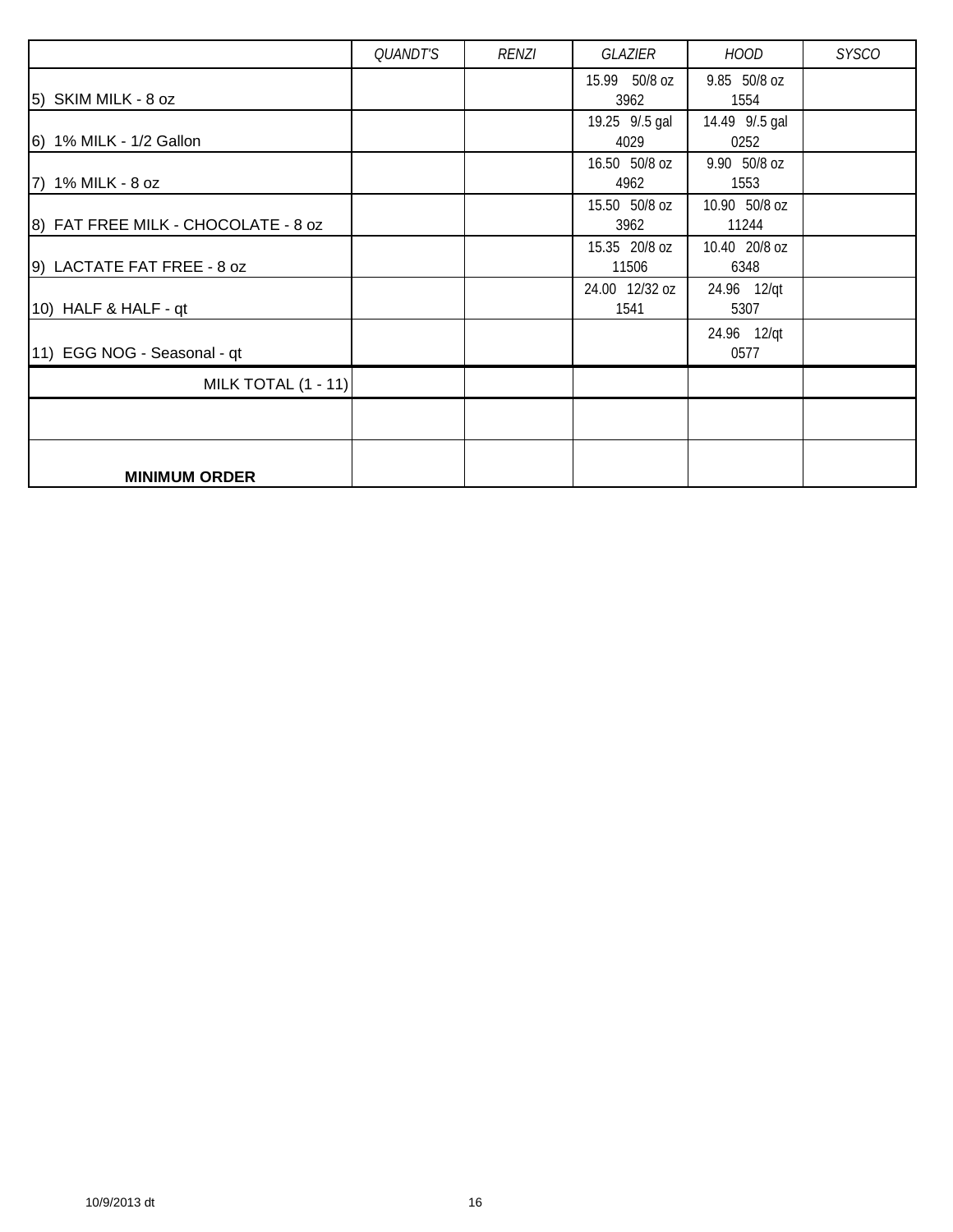| | *QUANDT'S* | *RENZI* | *GLAZIER* | *HOOD* | *SYSCO* |
|---|---|---|---|---|---|
| 5) SKIM MILK - 8 oz | | | 15.99 50/8 oz 3962 | 9.85 50/8 oz 1554 | |
| 6) 1% MILK - 1/2 Gallon | | | 19.25 9/.5 gal 4029 | 14.49 9/.5 gal 0252 | |
| 7) 1% MILK - 8 oz | | | 16.50 50/8 oz 4962 | 9.90 50/8 oz 1553 | |
| 8) FAT FREE MILK - CHOCOLATE - 8 oz | | | 15.50 50/8 oz 3962 | 10.90 50/8 oz 11244 | |
| 9) LACTATE FAT FREE - 8 oz | | | 15.35 20/8 oz 11506 | 10.40 20/8 oz 6348 | |
| 10) HALF & HALF - qt | | | 24.00 12/32 oz 1541 | 24.96 12/qt 5307 | |
| 11) EGG NOG - Seasonal - qt | | | | 24.96 12/qt 0577 | |
| MILK TOTAL (1 - 11) | | | | | |
| | | | | | |
| **MINIMUM ORDER** | | | | | |

10/9/2013 dt